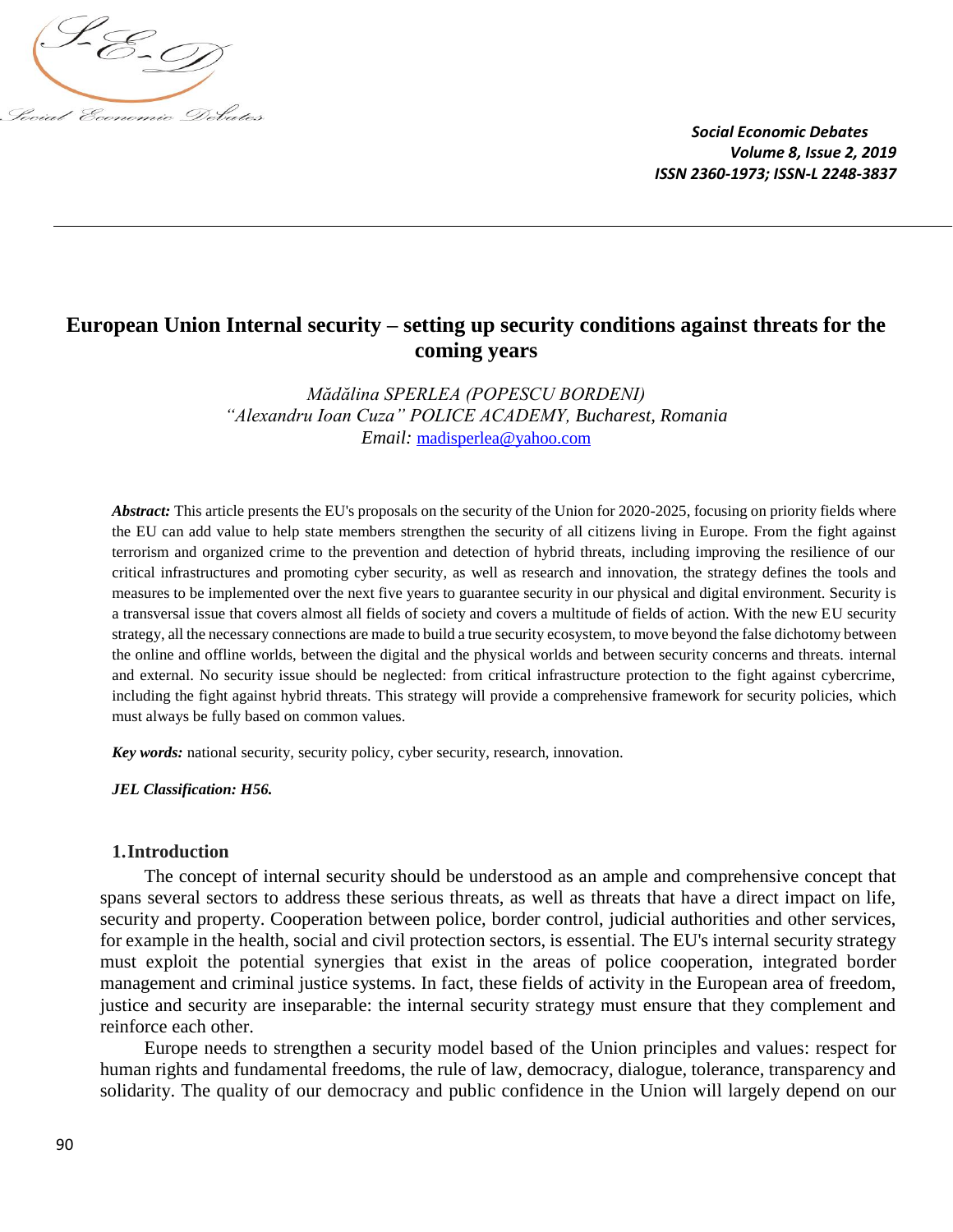# European Union Internal security – setting up security conditions against threats for the coming years

*Mădălina SPERLEA (POPESCU BORDENI)*
*"Alexandru Ioan Cuza" POLICE ACADEMY, Bucharest, Romania*
*Email:* madisperlea@yahoo.com

***Abstract:*** This article presents the EU's proposals on the security of the Union for 2020-2025, focusing on priority fields where the EU can add value to help state members strengthen the security of all citizens living in Europe. From the fight against terrorism and organized crime to the prevention and detection of hybrid threats, including improving the resilience of our critical infrastructures and promoting cyber security, as well as research and innovation, the strategy defines the tools and measures to be implemented over the next five years to guarantee security in our physical and digital environment. Security is a transversal issue that covers almost all fields of society and covers a multitude of fields of action. With the new EU security strategy, all the necessary connections are made to build a true security ecosystem, to move beyond the false dichotomy between the online and offline worlds, between the digital and the physical worlds and between security concerns and threats. internal and external. No security issue should be neglected: from critical infrastructure protection to the fight against cybercrime, including the fight against hybrid threats. This strategy will provide a comprehensive framework for security policies, which must always be fully based on common values.

***Key words:*** national security, security policy, cyber security, research, innovation.

***JEL Classification: H56.***

## 1. Introduction

The concept of internal security should be understood as an ample and comprehensive concept that spans several sectors to address these serious threats, as well as threats that have a direct impact on life, security and property. Cooperation between police, border control, judicial authorities and other services, for example in the health, social and civil protection sectors, is essential. The EU's internal security strategy must exploit the potential synergies that exist in the areas of police cooperation, integrated border management and criminal justice systems. In fact, these fields of activity in the European area of freedom, justice and security are inseparable: the internal security strategy must ensure that they complement and reinforce each other.

Europe needs to strengthen a security model based of the Union principles and values: respect for human rights and fundamental freedoms, the rule of law, democracy, dialogue, tolerance, transparency and solidarity. The quality of our democracy and public confidence in the Union will largely depend on our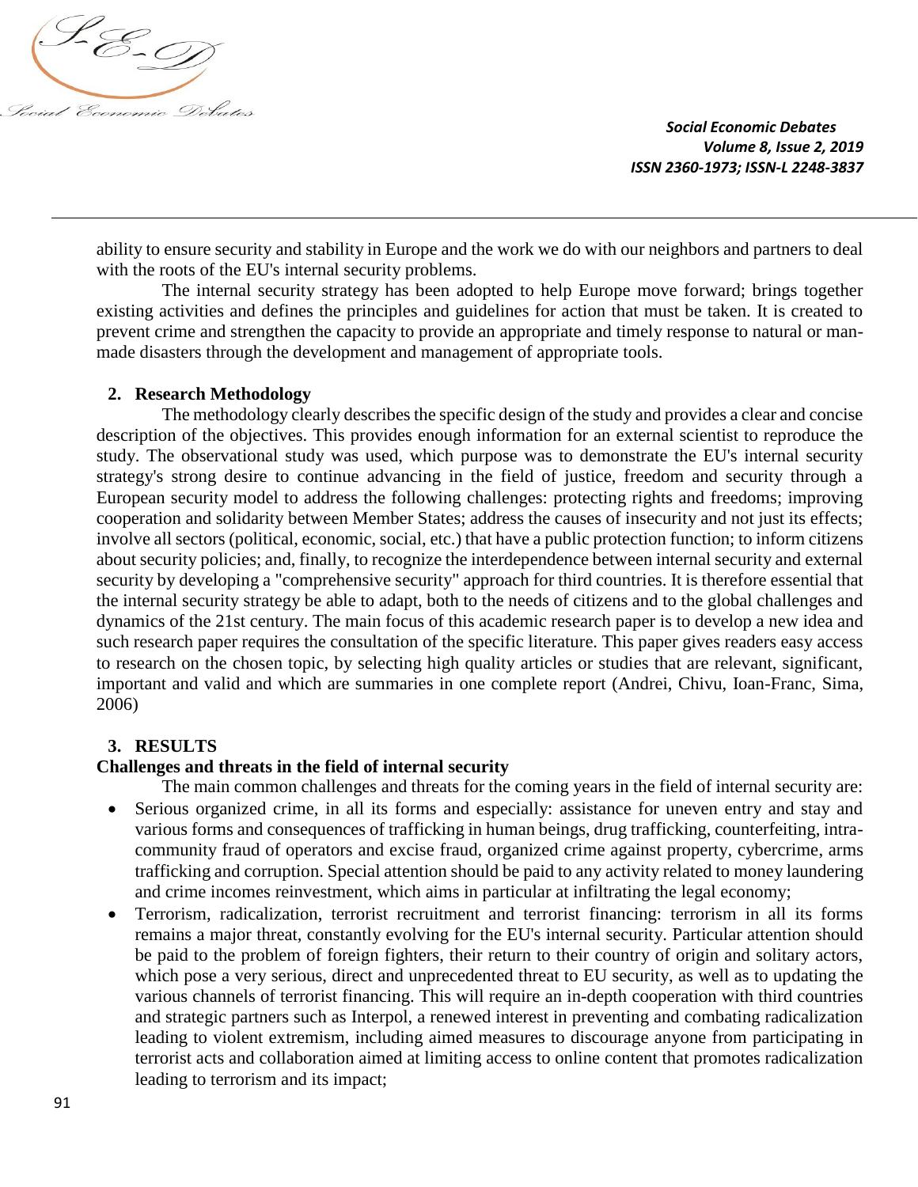ability to ensure security and stability in Europe and the work we do with our neighbors and partners to deal with the roots of the EU's internal security problems.

The internal security strategy has been adopted to help Europe move forward; brings together existing activities and defines the principles and guidelines for action that must be taken. It is created to prevent crime and strengthen the capacity to provide an appropriate and timely response to natural or man-made disasters through the development and management of appropriate tools.

## 2. Research Methodology

The methodology clearly describes the specific design of the study and provides a clear and concise description of the objectives. This provides enough information for an external scientist to reproduce the study. The observational study was used, which purpose was to demonstrate the EU's internal security strategy's strong desire to continue advancing in the field of justice, freedom and security through a European security model to address the following challenges: protecting rights and freedoms; improving cooperation and solidarity between Member States; address the causes of insecurity and not just its effects; involve all sectors (political, economic, social, etc.) that have a public protection function; to inform citizens about security policies; and, finally, to recognize the interdependence between internal security and external security by developing a "comprehensive security" approach for third countries. It is therefore essential that the internal security strategy be able to adapt, both to the needs of citizens and to the global challenges and dynamics of the 21st century. The main focus of this academic research paper is to develop a new idea and such research paper requires the consultation of the specific literature. This paper gives readers easy access to research on the chosen topic, by selecting high quality articles or studies that are relevant, significant, important and valid and which are summaries in one complete report (Andrei, Chivu, Ioan-Franc, Sima, 2006)

## 3. RESULTS

### Challenges and threats in the field of internal security

The main common challenges and threats for the coming years in the field of internal security are:

- Serious organized crime, in all its forms and especially: assistance for uneven entry and stay and various forms and consequences of trafficking in human beings, drug trafficking, counterfeiting, intra-community fraud of operators and excise fraud, organized crime against property, cybercrime, arms trafficking and corruption. Special attention should be paid to any activity related to money laundering and crime incomes reinvestment, which aims in particular at infiltrating the legal economy;
- Terrorism, radicalization, terrorist recruitment and terrorist financing: terrorism in all its forms remains a major threat, constantly evolving for the EU's internal security. Particular attention should be paid to the problem of foreign fighters, their return to their country of origin and solitary actors, which pose a very serious, direct and unprecedented threat to EU security, as well as to updating the various channels of terrorist financing. This will require an in-depth cooperation with third countries and strategic partners such as Interpol, a renewed interest in preventing and combating radicalization leading to violent extremism, including aimed measures to discourage anyone from participating in terrorist acts and collaboration aimed at limiting access to online content that promotes radicalization leading to terrorism and its impact;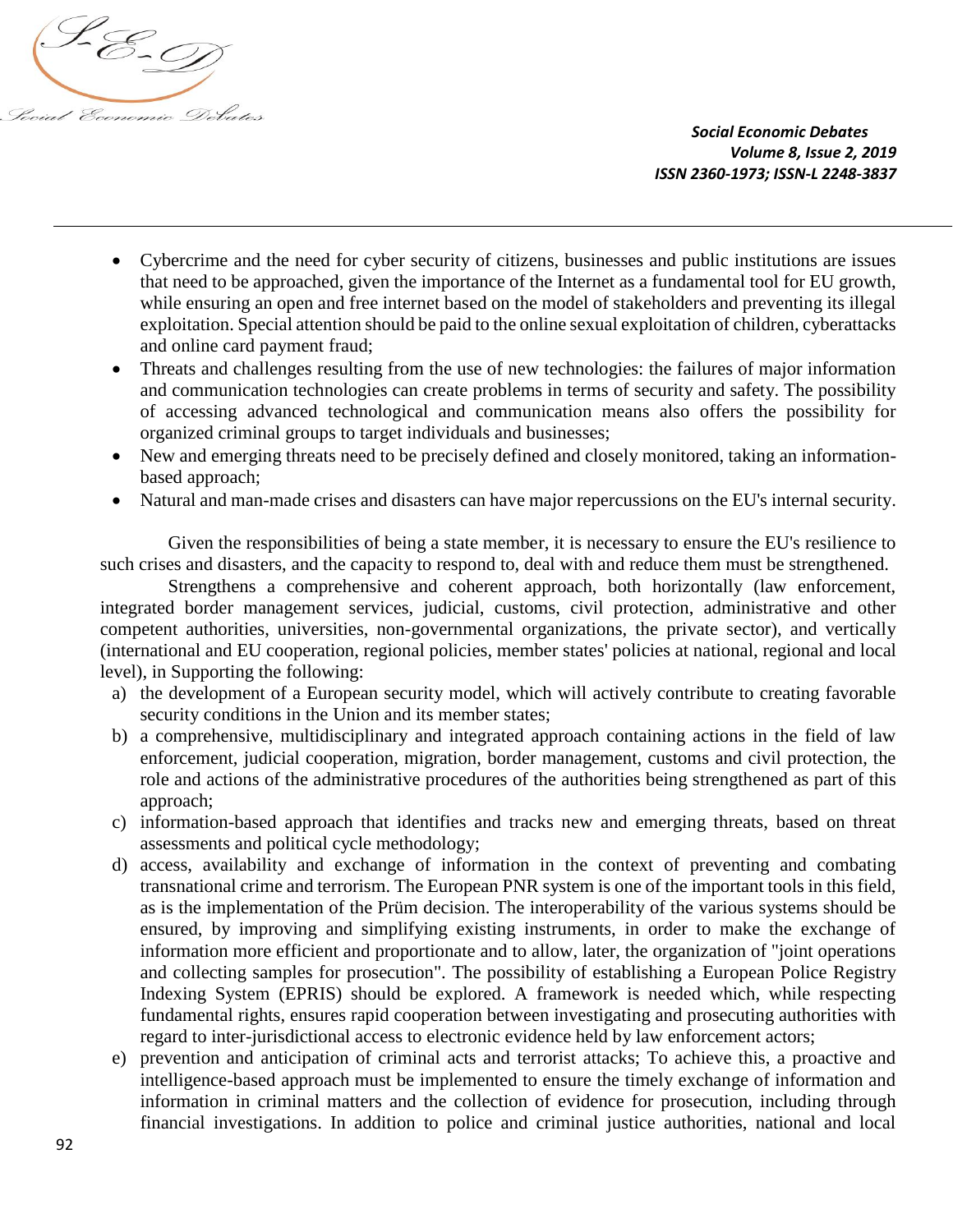- Cybercrime and the need for cyber security of citizens, businesses and public institutions are issues that need to be approached, given the importance of the Internet as a fundamental tool for EU growth, while ensuring an open and free internet based on the model of stakeholders and preventing its illegal exploitation. Special attention should be paid to the online sexual exploitation of children, cyberattacks and online card payment fraud;
- Threats and challenges resulting from the use of new technologies: the failures of major information and communication technologies can create problems in terms of security and safety. The possibility of accessing advanced technological and communication means also offers the possibility for organized criminal groups to target individuals and businesses;
- New and emerging threats need to be precisely defined and closely monitored, taking an information-based approach;
- Natural and man-made crises and disasters can have major repercussions on the EU's internal security.

Given the responsibilities of being a state member, it is necessary to ensure the EU's resilience to such crises and disasters, and the capacity to respond to, deal with and reduce them must be strengthened.

Strengthens a comprehensive and coherent approach, both horizontally (law enforcement, integrated border management services, judicial, customs, civil protection, administrative and other competent authorities, universities, non-governmental organizations, the private sector), and vertically (international and EU cooperation, regional policies, member states' policies at national, regional and local level), in Supporting the following:

a) the development of a European security model, which will actively contribute to creating favorable security conditions in the Union and its member states;
b) a comprehensive, multidisciplinary and integrated approach containing actions in the field of law enforcement, judicial cooperation, migration, border management, customs and civil protection, the role and actions of the administrative procedures of the authorities being strengthened as part of this approach;
c) information-based approach that identifies and tracks new and emerging threats, based on threat assessments and political cycle methodology;
d) access, availability and exchange of information in the context of preventing and combating transnational crime and terrorism. The European PNR system is one of the important tools in this field, as is the implementation of the Prüm decision. The interoperability of the various systems should be ensured, by improving and simplifying existing instruments, in order to make the exchange of information more efficient and proportionate and to allow, later, the organization of "joint operations and collecting samples for prosecution". The possibility of establishing a European Police Registry Indexing System (EPRIS) should be explored. A framework is needed which, while respecting fundamental rights, ensures rapid cooperation between investigating and prosecuting authorities with regard to inter-jurisdictional access to electronic evidence held by law enforcement actors;
e) prevention and anticipation of criminal acts and terrorist attacks; To achieve this, a proactive and intelligence-based approach must be implemented to ensure the timely exchange of information and information in criminal matters and the collection of evidence for prosecution, including through financial investigations. In addition to police and criminal justice authorities, national and local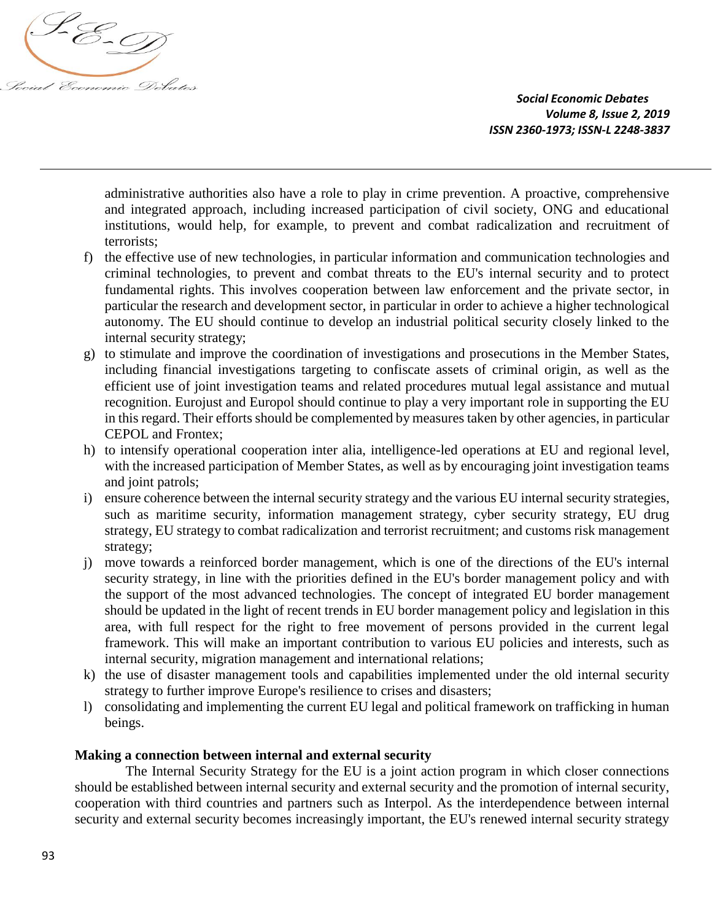administrative authorities also have a role to play in crime prevention. A proactive, comprehensive and integrated approach, including increased participation of civil society, ONG and educational institutions, would help, for example, to prevent and combat radicalization and recruitment of terrorists;

f) the effective use of new technologies, in particular information and communication technologies and criminal technologies, to prevent and combat threats to the EU's internal security and to protect fundamental rights. This involves cooperation between law enforcement and the private sector, in particular the research and development sector, in particular in order to achieve a higher technological autonomy. The EU should continue to develop an industrial political security closely linked to the internal security strategy;

g) to stimulate and improve the coordination of investigations and prosecutions in the Member States, including financial investigations targeting to confiscate assets of criminal origin, as well as the efficient use of joint investigation teams and related procedures mutual legal assistance and mutual recognition. Eurojust and Europol should continue to play a very important role in supporting the EU in this regard. Their efforts should be complemented by measures taken by other agencies, in particular CEPOL and Frontex;

h) to intensify operational cooperation inter alia, intelligence-led operations at EU and regional level, with the increased participation of Member States, as well as by encouraging joint investigation teams and joint patrols;

i) ensure coherence between the internal security strategy and the various EU internal security strategies, such as maritime security, information management strategy, cyber security strategy, EU drug strategy, EU strategy to combat radicalization and terrorist recruitment; and customs risk management strategy;

j) move towards a reinforced border management, which is one of the directions of the EU's internal security strategy, in line with the priorities defined in the EU's border management policy and with the support of the most advanced technologies. The concept of integrated EU border management should be updated in the light of recent trends in EU border management policy and legislation in this area, with full respect for the right to free movement of persons provided in the current legal framework. This will make an important contribution to various EU policies and interests, such as internal security, migration management and international relations;

k) the use of disaster management tools and capabilities implemented under the old internal security strategy to further improve Europe's resilience to crises and disasters;

l) consolidating and implementing the current EU legal and political framework on trafficking in human beings.

**Making a connection between internal and external security**

The Internal Security Strategy for the EU is a joint action program in which closer connections should be established between internal security and external security and the promotion of internal security, cooperation with third countries and partners such as Interpol. As the interdependence between internal security and external security becomes increasingly important, the EU's renewed internal security strategy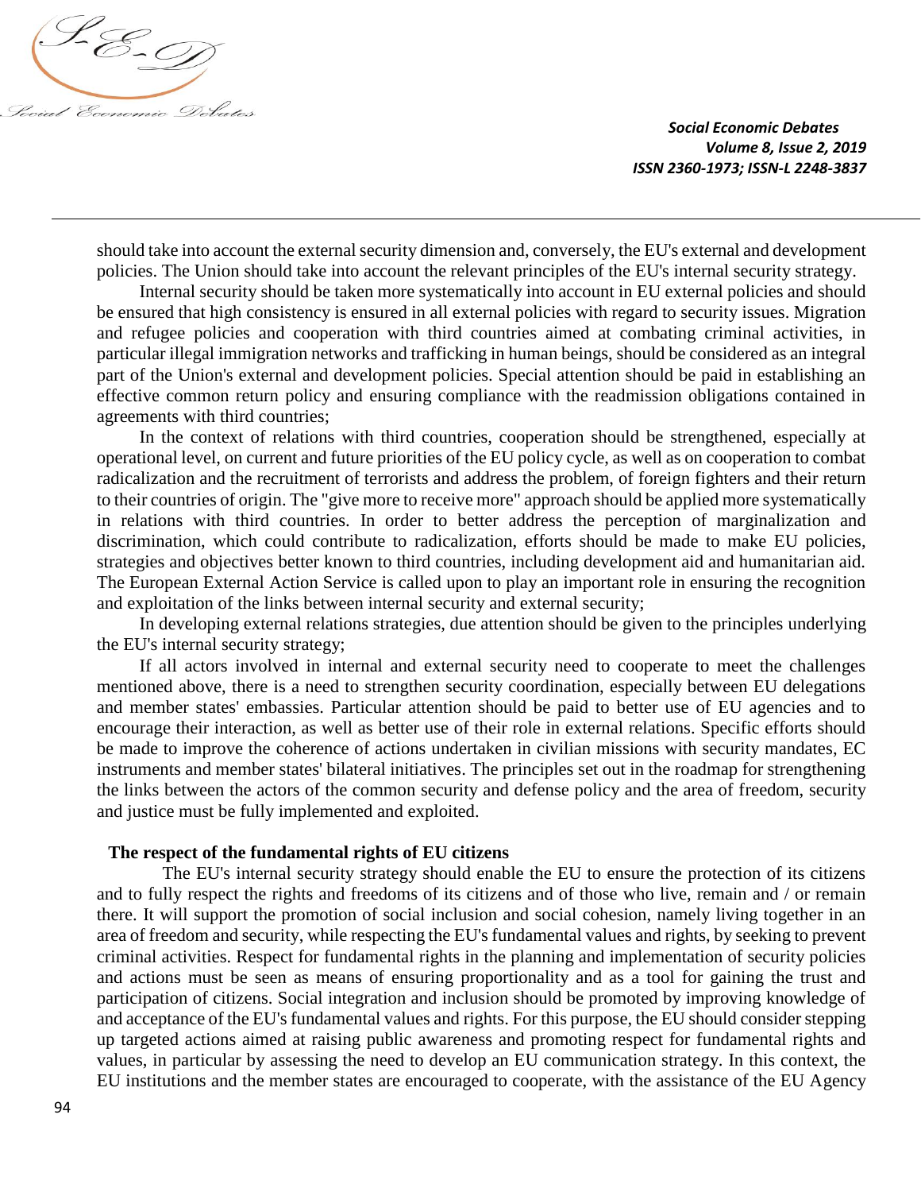should take into account the external security dimension and, conversely, the EU's external and development policies. The Union should take into account the relevant principles of the EU's internal security strategy.

Internal security should be taken more systematically into account in EU external policies and should be ensured that high consistency is ensured in all external policies with regard to security issues. Migration and refugee policies and cooperation with third countries aimed at combating criminal activities, in particular illegal immigration networks and trafficking in human beings, should be considered as an integral part of the Union's external and development policies. Special attention should be paid in establishing an effective common return policy and ensuring compliance with the readmission obligations contained in agreements with third countries;

In the context of relations with third countries, cooperation should be strengthened, especially at operational level, on current and future priorities of the EU policy cycle, as well as on cooperation to combat radicalization and the recruitment of terrorists and address the problem, of foreign fighters and their return to their countries of origin. The "give more to receive more" approach should be applied more systematically in relations with third countries. In order to better address the perception of marginalization and discrimination, which could contribute to radicalization, efforts should be made to make EU policies, strategies and objectives better known to third countries, including development aid and humanitarian aid. The European External Action Service is called upon to play an important role in ensuring the recognition and exploitation of the links between internal security and external security;

In developing external relations strategies, due attention should be given to the principles underlying the EU's internal security strategy;

If all actors involved in internal and external security need to cooperate to meet the challenges mentioned above, there is a need to strengthen security coordination, especially between EU delegations and member states' embassies. Particular attention should be paid to better use of EU agencies and to encourage their interaction, as well as better use of their role in external relations. Specific efforts should be made to improve the coherence of actions undertaken in civilian missions with security mandates, EC instruments and member states' bilateral initiatives. The principles set out in the roadmap for strengthening the links between the actors of the common security and defense policy and the area of freedom, security and justice must be fully implemented and exploited.

**The respect of the fundamental rights of EU citizens**

The EU's internal security strategy should enable the EU to ensure the protection of its citizens and to fully respect the rights and freedoms of its citizens and of those who live, remain and / or remain there. It will support the promotion of social inclusion and social cohesion, namely living together in an area of freedom and security, while respecting the EU's fundamental values and rights, by seeking to prevent criminal activities. Respect for fundamental rights in the planning and implementation of security policies and actions must be seen as means of ensuring proportionality and as a tool for gaining the trust and participation of citizens. Social integration and inclusion should be promoted by improving knowledge of and acceptance of the EU's fundamental values and rights. For this purpose, the EU should consider stepping up targeted actions aimed at raising public awareness and promoting respect for fundamental rights and values, in particular by assessing the need to develop an EU communication strategy. In this context, the EU institutions and the member states are encouraged to cooperate, with the assistance of the EU Agency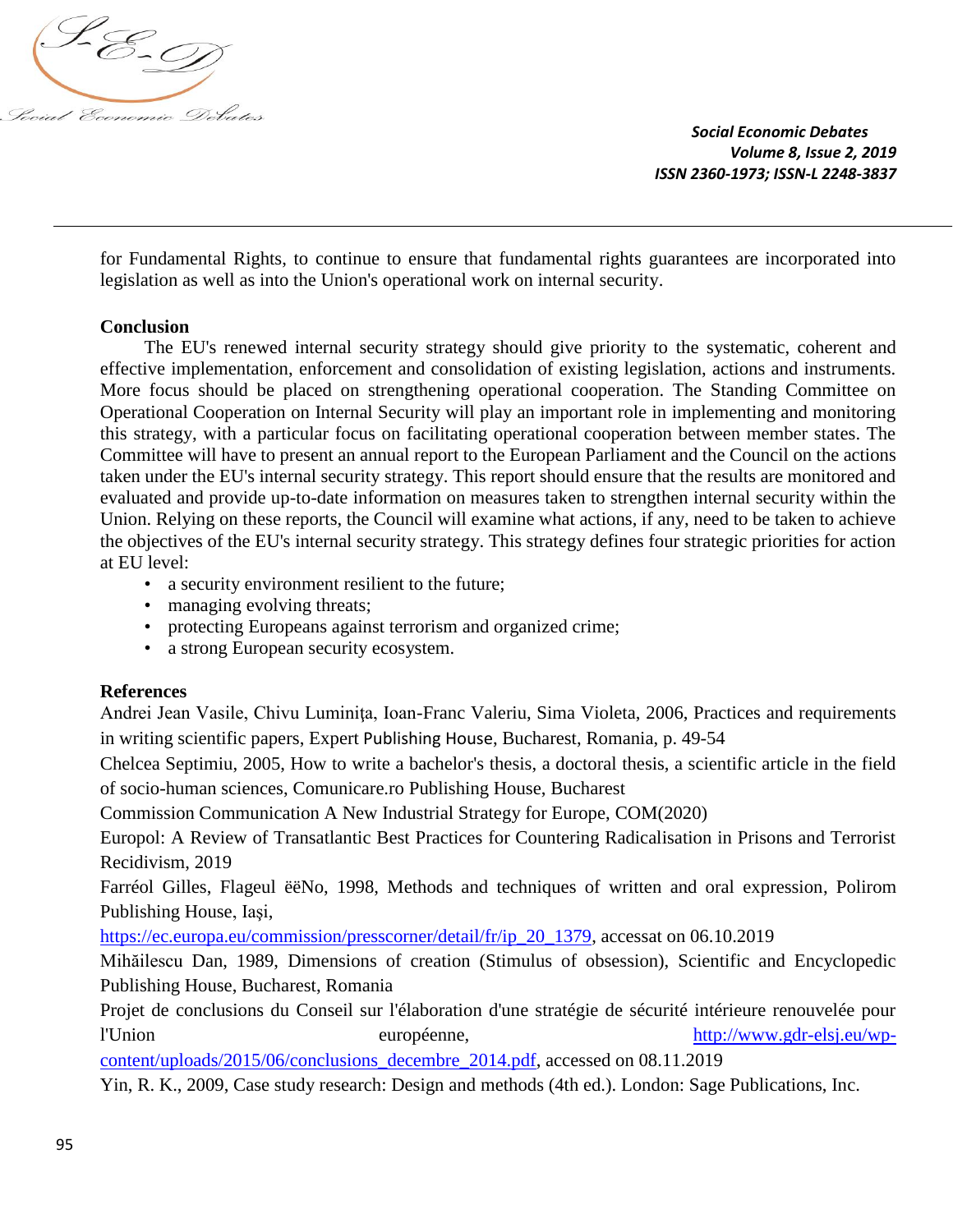for Fundamental Rights, to continue to ensure that fundamental rights guarantees are incorporated into legislation as well as into the Union's operational work on internal security.

## Conclusion

The EU's renewed internal security strategy should give priority to the systematic, coherent and effective implementation, enforcement and consolidation of existing legislation, actions and instruments. More focus should be placed on strengthening operational cooperation. The Standing Committee on Operational Cooperation on Internal Security will play an important role in implementing and monitoring this strategy, with a particular focus on facilitating operational cooperation between member states. The Committee will have to present an annual report to the European Parliament and the Council on the actions taken under the EU's internal security strategy. This report should ensure that the results are monitored and evaluated and provide up-to-date information on measures taken to strengthen internal security within the Union. Relying on these reports, the Council will examine what actions, if any, need to be taken to achieve the objectives of the EU's internal security strategy. This strategy defines four strategic priorities for action at EU level:

- a security environment resilient to the future;
- managing evolving threats;
- protecting Europeans against terrorism and organized crime;
- a strong European security ecosystem.

## References

Andrei Jean Vasile, Chivu Luminiţa, Ioan-Franc Valeriu, Sima Violeta, 2006, Practices and requirements in writing scientific papers, Expert Publishing House, Bucharest, Romania, p. 49-54

Chelcea Septimiu, 2005, How to write a bachelor's thesis, a doctoral thesis, a scientific article in the field of socio-human sciences, Comunicare.ro Publishing House, Bucharest

Commission Communication A New Industrial Strategy for Europe, COM(2020)

Europol: A Review of Transatlantic Best Practices for Countering Radicalisation in Prisons and Terrorist Recidivism, 2019

Farréol Gilles, Flageul ëëNo, 1998, Methods and techniques of written and oral expression, Polirom Publishing House, Iaşi,

https://ec.europa.eu/commission/presscorner/detail/fr/ip_20_1379, accessat on 06.10.2019

Mihăilescu Dan, 1989, Dimensions of creation (Stimulus of obsession), Scientific and Encyclopedic Publishing House, Bucharest, Romania

Projet de conclusions du Conseil sur l'élaboration d'une stratégie de sécurité intérieure renouvelée pour l'Union européenne, http://www.gdr-elsj.eu/wp-content/uploads/2015/06/conclusions_decembre_2014.pdf, accessed on 08.11.2019

Yin, R. K., 2009, Case study research: Design and methods (4th ed.). London: Sage Publications, Inc.